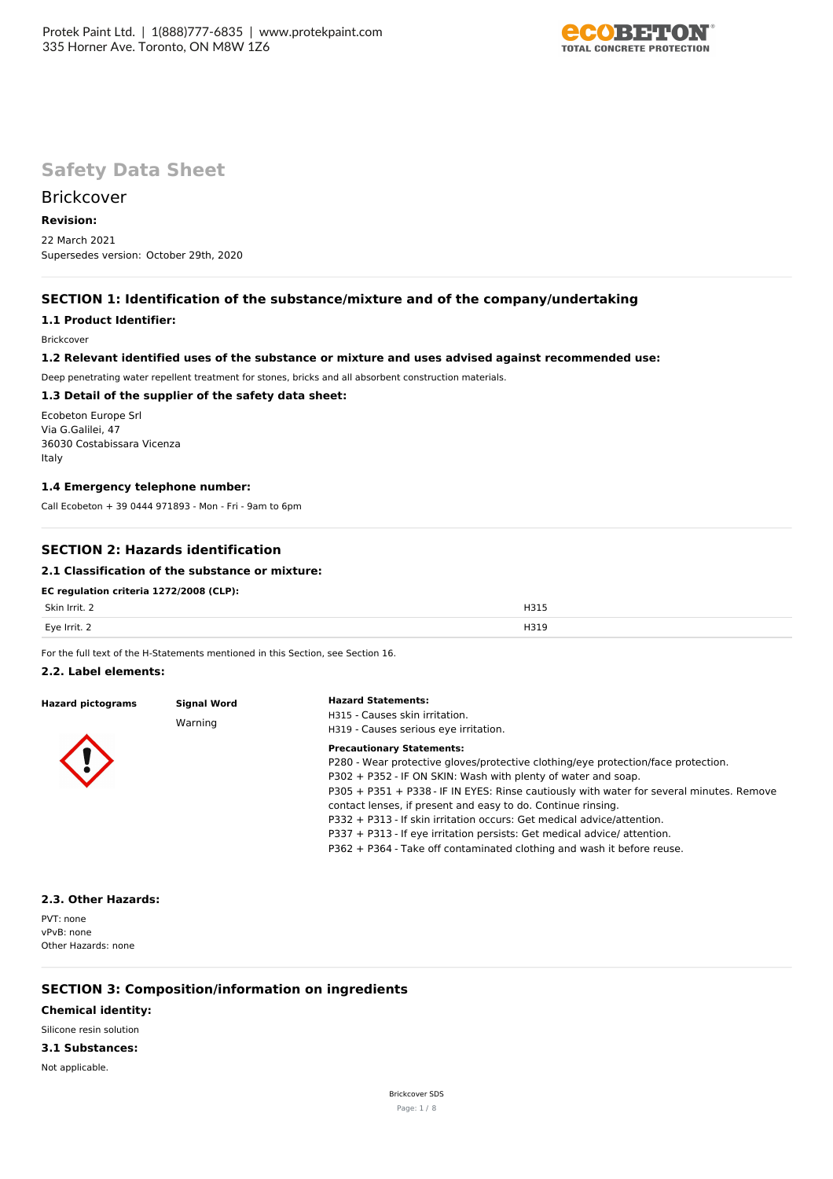# Safety Data Sheet

## Brickcover

**Revision:**

22 March 2021
Supersedes version: October 29th, 2020

## SECTION 1: Identification of the substance/mixture and of the company/undertaking

### 1.1 Product Identifier:

Brickcover

### 1.2 Relevant identified uses of the substance or mixture and uses advised against recommended use:

Deep penetrating water repellent treatment for stones, bricks and all absorbent construction materials.

### 1.3 Detail of the supplier of the safety data sheet:

Ecobeton Europe Srl
Via G.Galilei, 47
36030 Costabissara Vicenza
Italy

### 1.4 Emergency telephone number:

Call Ecobeton + 39 0444 971893 - Mon - Fri - 9am to 6pm

## SECTION 2: Hazards identification

### 2.1 Classification of the substance or mixture:

**EC regulation criteria 1272/2008 (CLP):**

| | |
|---|---|
| Skin Irrit. 2 | H315 |
| Eye Irrit. 2 | H319 |

For the full text of the H-Statements mentioned in this Section, see Section 16.

### 2.2. Label elements:

**Hazard pictograms**

**Signal Word**

Warning

**Hazard Statements:**

H315 - Causes skin irritation.
H319 - Causes serious eye irritation.

**Precautionary Statements:**

P280 - Wear protective gloves/protective clothing/eye protection/face protection.
P302 + P352 - IF ON SKIN: Wash with plenty of water and soap.
P305 + P351 + P338 - IF IN EYES: Rinse cautiously with water for several minutes. Remove contact lenses, if present and easy to do. Continue rinsing.
P332 + P313 - If skin irritation occurs: Get medical advice/attention.
P337 + P313 - If eye irritation persists: Get medical advice/ attention.
P362 + P364 - Take off contaminated clothing and wash it before reuse.

### 2.3. Other Hazards:

PVT: none
vPvB: none
Other Hazards: none

## SECTION 3: Composition/information on ingredients

**Chemical identity:**

Silicone resin solution

### 3.1 Substances:

Not applicable.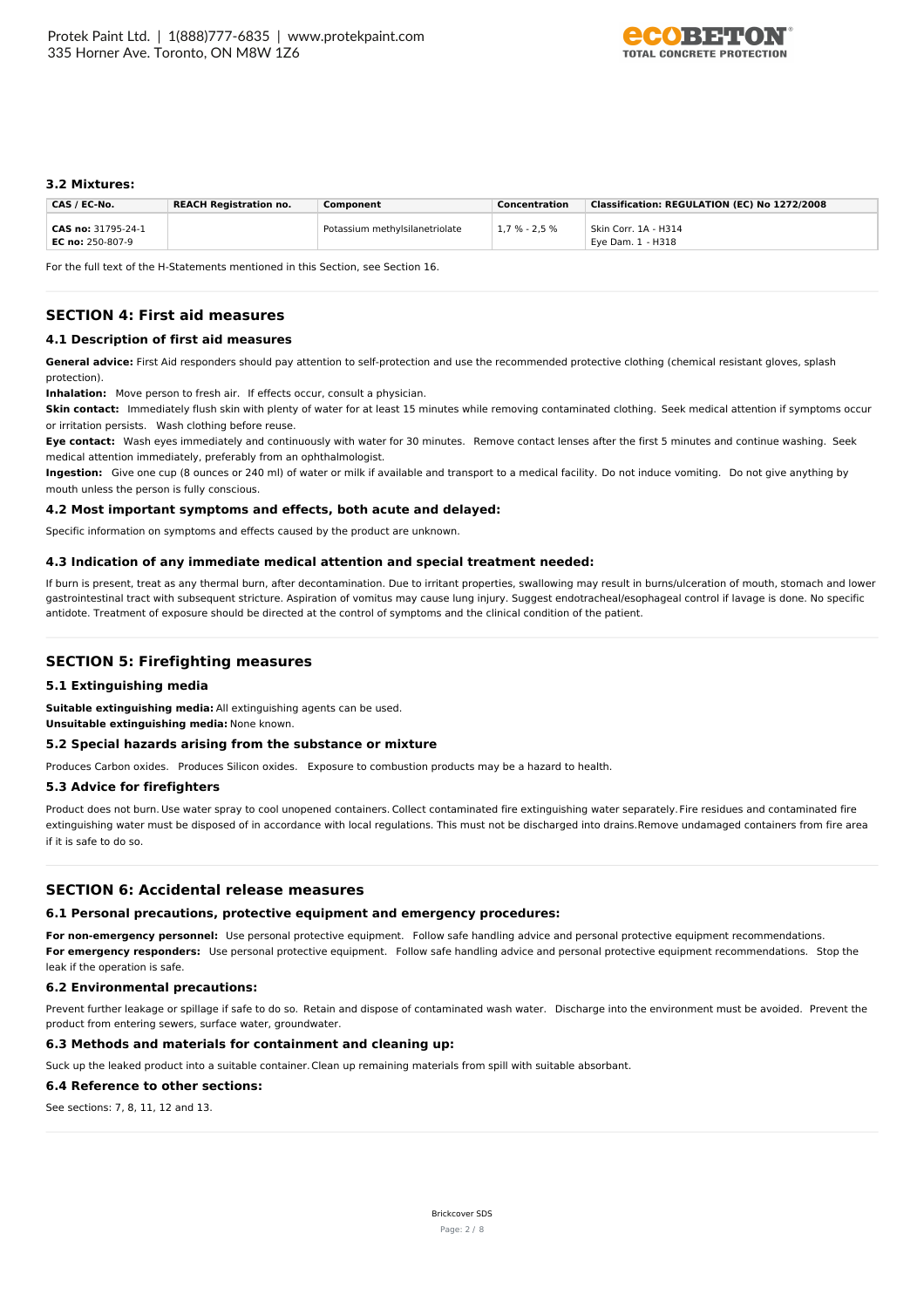### 3.2 Mixtures:

| CAS / EC-No. | REACH Registration no. | Component | Concentration | Classification: REGULATION (EC) No 1272/2008 |
|---|---|---|---|---|
| **CAS no:** 31795-24-1<br>**EC no:** 250-807-9 | | Potassium methylsilanetriolate | 1,7 % - 2,5 % | Skin Corr. 1A - H314<br>Eye Dam. 1 - H318 |

For the full text of the H-Statements mentioned in this Section, see Section 16.

## SECTION 4: First aid measures

### 4.1 Description of first aid measures

**General advice:** First Aid responders should pay attention to self-protection and use the recommended protective clothing (chemical resistant gloves, splash protection).

**Inhalation:** Move person to fresh air. If effects occur, consult a physician.

**Skin contact:** Immediately flush skin with plenty of water for at least 15 minutes while removing contaminated clothing. Seek medical attention if symptoms occur or irritation persists. Wash clothing before reuse.

**Eye contact:** Wash eyes immediately and continuously with water for 30 minutes. Remove contact lenses after the first 5 minutes and continue washing. Seek medical attention immediately, preferably from an ophthalmologist.

**Ingestion:** Give one cup (8 ounces or 240 ml) of water or milk if available and transport to a medical facility. Do not induce vomiting. Do not give anything by mouth unless the person is fully conscious.

### 4.2 Most important symptoms and effects, both acute and delayed:

Specific information on symptoms and effects caused by the product are unknown.

### 4.3 Indication of any immediate medical attention and special treatment needed:

If burn is present, treat as any thermal burn, after decontamination. Due to irritant properties, swallowing may result in burns/ulceration of mouth, stomach and lower gastrointestinal tract with subsequent stricture. Aspiration of vomitus may cause lung injury. Suggest endotracheal/esophageal control if lavage is done. No specific antidote. Treatment of exposure should be directed at the control of symptoms and the clinical condition of the patient.

## SECTION 5: Firefighting measures

### 5.1 Extinguishing media

**Suitable extinguishing media:** All extinguishing agents can be used.
**Unsuitable extinguishing media:** None known.

### 5.2 Special hazards arising from the substance or mixture

Produces Carbon oxides. Produces Silicon oxides. Exposure to combustion products may be a hazard to health.

### 5.3 Advice for firefighters

Product does not burn. Use water spray to cool unopened containers. Collect contaminated fire extinguishing water separately. Fire residues and contaminated fire extinguishing water must be disposed of in accordance with local regulations. This must not be discharged into drains.Remove undamaged containers from fire area if it is safe to do so.

## SECTION 6: Accidental release measures

### 6.1 Personal precautions, protective equipment and emergency procedures:

**For non-emergency personnel:** Use personal protective equipment. Follow safe handling advice and personal protective equipment recommendations.
**For emergency responders:** Use personal protective equipment. Follow safe handling advice and personal protective equipment recommendations. Stop the leak if the operation is safe.

### 6.2 Environmental precautions:

Prevent further leakage or spillage if safe to do so. Retain and dispose of contaminated wash water. Discharge into the environment must be avoided. Prevent the product from entering sewers, surface water, groundwater.

### 6.3 Methods and materials for containment and cleaning up:

Suck up the leaked product into a suitable container. Clean up remaining materials from spill with suitable absorbant.

### 6.4 Reference to other sections:

See sections: 7, 8, 11, 12 and 13.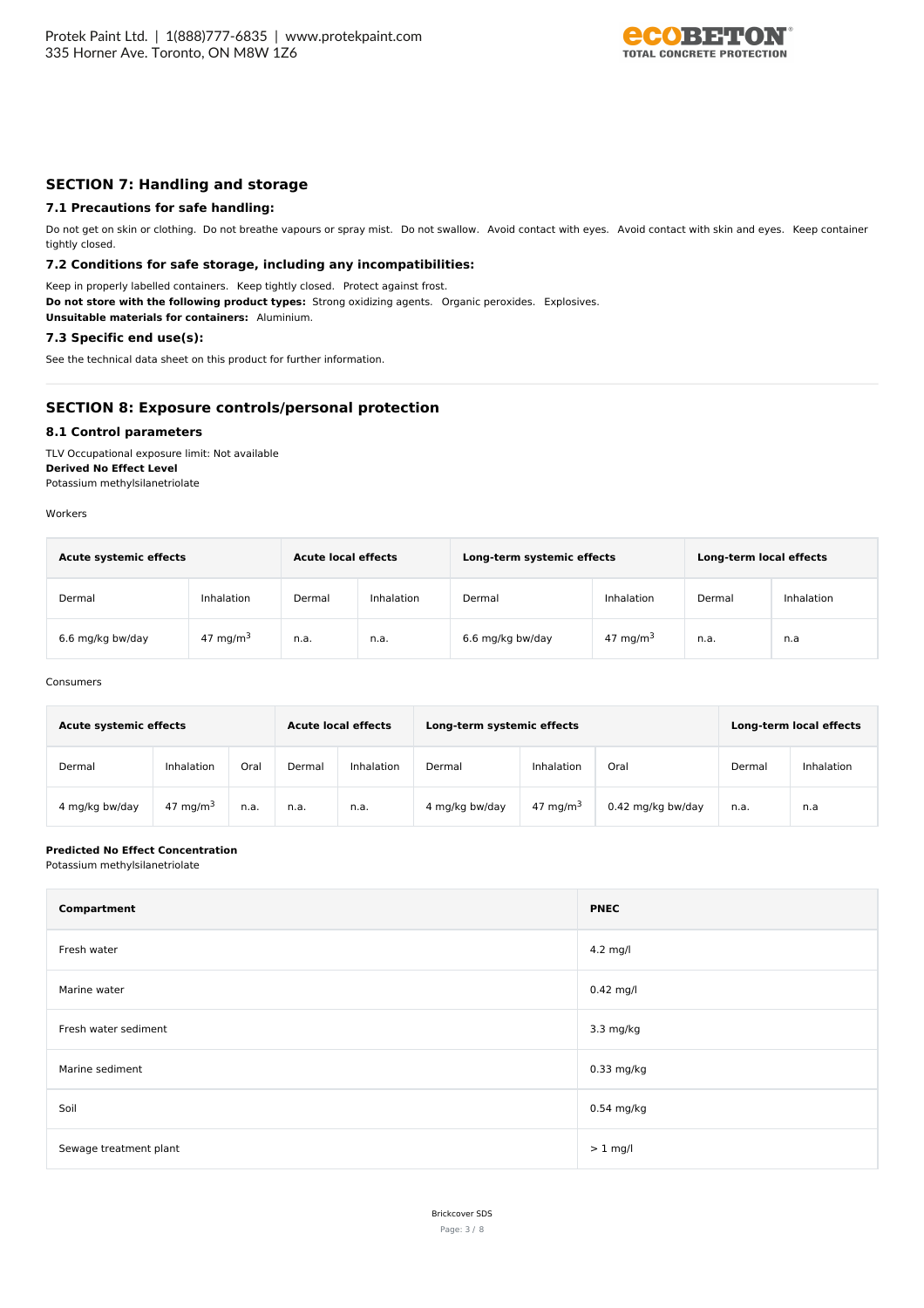## SECTION 7: Handling and storage

### 7.1 Precautions for safe handling:

Do not get on skin or clothing. Do not breathe vapours or spray mist. Do not swallow. Avoid contact with eyes. Avoid contact with skin and eyes. Keep container tightly closed.

### 7.2 Conditions for safe storage, including any incompatibilities:

Keep in properly labelled containers. Keep tightly closed. Protect against frost.
**Do not store with the following product types:** Strong oxidizing agents. Organic peroxides. Explosives.
**Unsuitable materials for containers:** Aluminium.

### 7.3 Specific end use(s):

See the technical data sheet on this product for further information.

## SECTION 8: Exposure controls/personal protection

### 8.1 Control parameters

TLV Occupational exposure limit: Not available
**Derived No Effect Level**
Potassium methylsilanetriolate

Workers

| Acute systemic effects | | Acute local effects | | Long-term systemic effects | | Long-term local effects | |
|---|---|---|---|---|---|---|---|
| Dermal | Inhalation | Dermal | Inhalation | Dermal | Inhalation | Dermal | Inhalation |
| 6.6 mg/kg bw/day | 47 $mg/m^3$ | n.a. | n.a. | 6.6 mg/kg bw/day | 47 $mg/m^3$ | n.a. | n.a |

Consumers

| Acute systemic effects | | | Acute local effects | | Long-term systemic effects | | | Long-term local effects | |
|---|---|---|---|---|---|---|---|---|---|
| Dermal | Inhalation | Oral | Dermal | Inhalation | Dermal | Inhalation | Oral | Dermal | Inhalation |
| 4 mg/kg bw/day | 47 $mg/m^3$ | n.a. | n.a. | n.a. | 4 mg/kg bw/day | 47 $mg/m^3$ | 0.42 mg/kg bw/day | n.a. | n.a |

**Predicted No Effect Concentration**
Potassium methylsilanetriolate

| Compartment | PNEC |
|---|---|
| Fresh water | 4.2 mg/l |
| Marine water | 0.42 mg/l |
| Fresh water sediment | 3.3 mg/kg |
| Marine sediment | 0.33 mg/kg |
| Soil | 0.54 mg/kg |
| Sewage treatment plant | > 1 mg/l |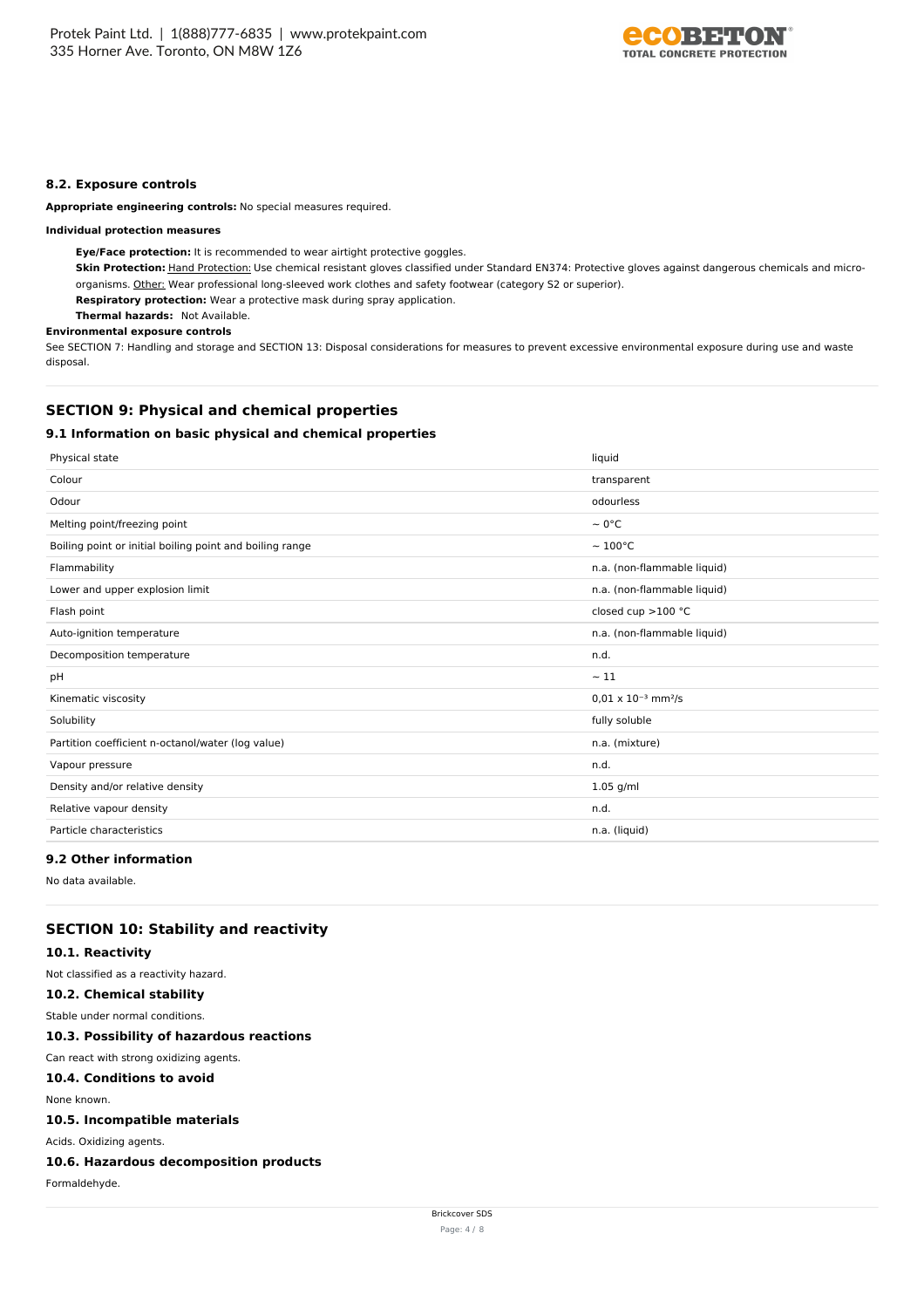### 8.2. Exposure controls

**Appropriate engineering controls:** No special measures required.

**Individual protection measures**

**Eye/Face protection:** It is recommended to wear airtight protective goggles.

**Skin Protection:** Hand Protection: Use chemical resistant gloves classified under Standard EN374: Protective gloves against dangerous chemicals and micro-organisms. Other: Wear professional long-sleeved work clothes and safety footwear (category S2 or superior).

**Respiratory protection:** Wear a protective mask during spray application.

**Thermal hazards:** Not Available.

**Environmental exposure controls**

See SECTION 7: Handling and storage and SECTION 13: Disposal considerations for measures to prevent excessive environmental exposure during use and waste disposal.

## SECTION 9: Physical and chemical properties

### 9.1 Information on basic physical and chemical properties

| Property | Value |
|---|---|
| Physical state | liquid |
| Colour | transparent |
| Odour | odourless |
| Melting point/freezing point | ~ 0°C |
| Boiling point or initial boiling point and boiling range | ~ 100°C |
| Flammability | n.a. (non-flammable liquid) |
| Lower and upper explosion limit | n.a. (non-flammable liquid) |
| Flash point | closed cup >100 °C |
| Auto-ignition temperature | n.a. (non-flammable liquid) |
| Decomposition temperature | n.d. |
| pH | ~ 11 |
| Kinematic viscosity | $0{,}01 \times 10^{-3}$ $mm^2/s$ |
| Solubility | fully soluble |
| Partition coefficient n-octanol/water (log value) | n.a. (mixture) |
| Vapour pressure | n.d. |
| Density and/or relative density | 1.05 g/ml |
| Relative vapour density | n.d. |
| Particle characteristics | n.a. (liquid) |

### 9.2 Other information

No data available.

## SECTION 10: Stability and reactivity

### 10.1. Reactivity

Not classified as a reactivity hazard.

### 10.2. Chemical stability

Stable under normal conditions.

### 10.3. Possibility of hazardous reactions

Can react with strong oxidizing agents.

### 10.4. Conditions to avoid

None known.

### 10.5. Incompatible materials

Acids. Oxidizing agents.

### 10.6. Hazardous decomposition products

Formaldehyde.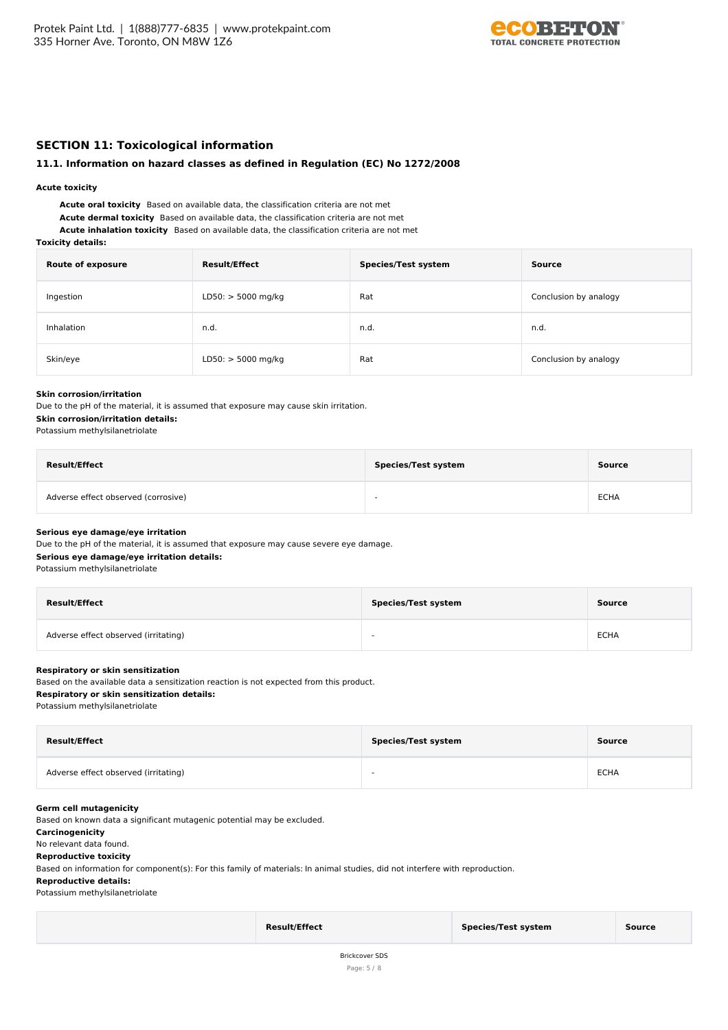## SECTION 11: Toxicological information

### 11.1. Information on hazard classes as defined in Regulation (EC) No 1272/2008

**Acute toxicity**

**Acute oral toxicity** Based on available data, the classification criteria are not met
**Acute dermal toxicity** Based on available data, the classification criteria are not met
**Acute inhalation toxicity** Based on available data, the classification criteria are not met

**Toxicity details:**

| Route of exposure | Result/Effect | Species/Test system | Source |
| --- | --- | --- | --- |
| Ingestion | LD50: > 5000 mg/kg | Rat | Conclusion by analogy |
| Inhalation | n.d. | n.d. | n.d. |
| Skin/eye | LD50: > 5000 mg/kg | Rat | Conclusion by analogy |

**Skin corrosion/irritation**

Due to the pH of the material, it is assumed that exposure may cause skin irritation.

**Skin corrosion/irritation details:**

Potassium methylsilanetriolate

| Result/Effect | Species/Test system | Source |
| --- | --- | --- |
| Adverse effect observed (corrosive) | - | ECHA |

**Serious eye damage/eye irritation**

Due to the pH of the material, it is assumed that exposure may cause severe eye damage.

**Serious eye damage/eye irritation details:**

Potassium methylsilanetriolate

| Result/Effect | Species/Test system | Source |
| --- | --- | --- |
| Adverse effect observed (irritating) | - | ECHA |

**Respiratory or skin sensitization**

Based on the available data a sensitization reaction is not expected from this product.

**Respiratory or skin sensitization details:**

Potassium methylsilanetriolate

| Result/Effect | Species/Test system | Source |
| --- | --- | --- |
| Adverse effect observed (irritating) | - | ECHA |

**Germ cell mutagenicity**

Based on known data a significant mutagenic potential may be excluded.

**Carcinogenicity**

No relevant data found.

**Reproductive toxicity**

Based on information for component(s): For this family of materials: In animal studies, did not interfere with reproduction.

**Reproductive details:**

Potassium methylsilanetriolate

| | Result/Effect | Species/Test system | Source |
| --- | --- | --- | --- |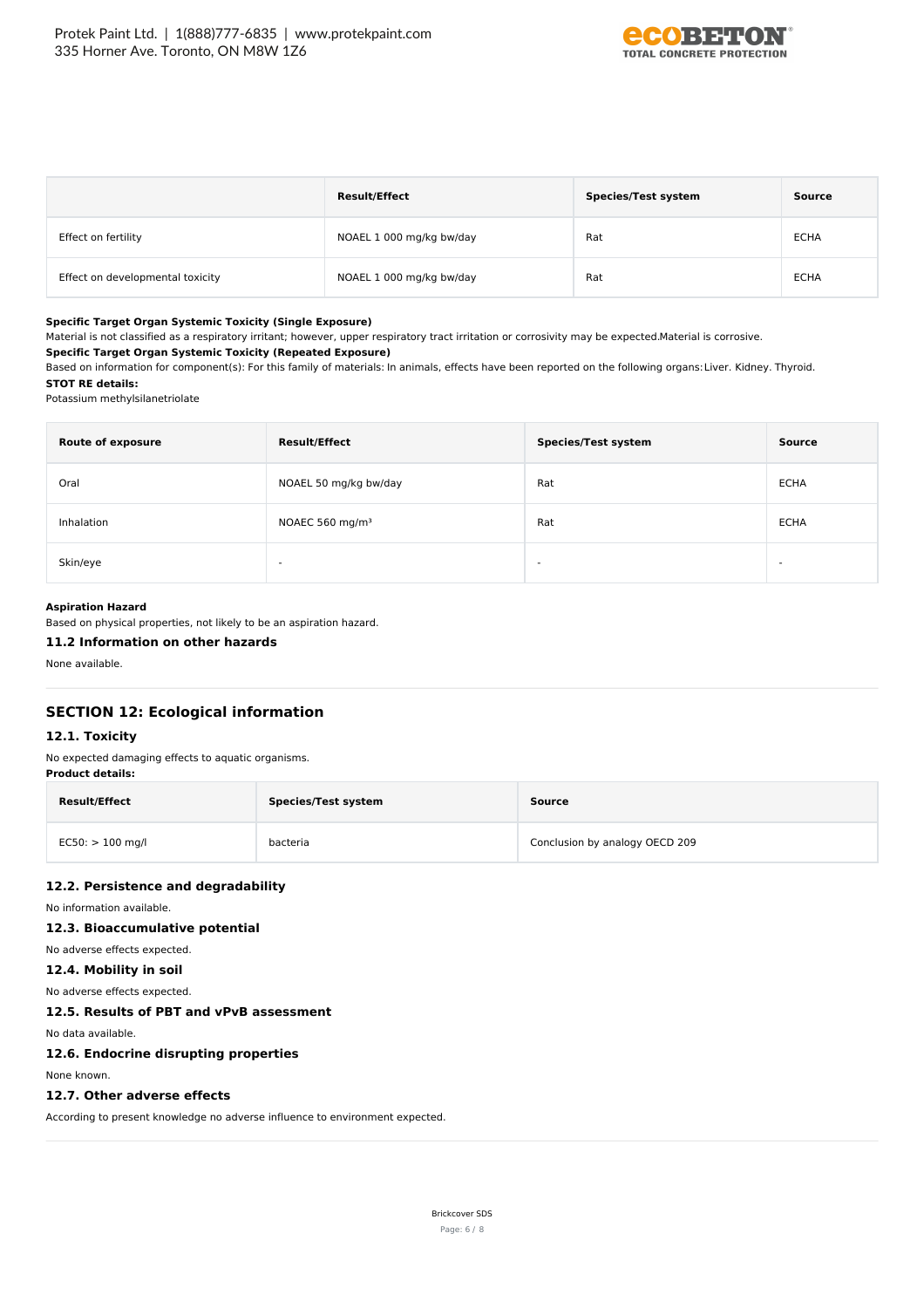| | Result/Effect | Species/Test system | Source |
|---|---|---|---|
| Effect on fertility | NOAEL 1 000 mg/kg bw/day | Rat | ECHA |
| Effect on developmental toxicity | NOAEL 1 000 mg/kg bw/day | Rat | ECHA |

**Specific Target Organ Systemic Toxicity (Single Exposure)**

Material is not classified as a respiratory irritant; however, upper respiratory tract irritation or corrosivity may be expected.Material is corrosive.

**Specific Target Organ Systemic Toxicity (Repeated Exposure)**

Based on information for component(s): For this family of materials: In animals, effects have been reported on the following organs: Liver. Kidney. Thyroid.

**STOT RE details:**

Potassium methylsilanetriolate

| Route of exposure | Result/Effect | Species/Test system | Source |
|---|---|---|---|
| Oral | NOAEL 50 mg/kg bw/day | Rat | ECHA |
| Inhalation | NOAEC 560 mg/m³ | Rat | ECHA |
| Skin/eye | - | - | - |

**Aspiration Hazard**

Based on physical properties, not likely to be an aspiration hazard.

### 11.2 Information on other hazards

None available.

## SECTION 12: Ecological information

### 12.1. Toxicity

No expected damaging effects to aquatic organisms.

**Product details:**

| Result/Effect | Species/Test system | Source |
|---|---|---|
| EC50: > 100 mg/l | bacteria | Conclusion by analogy OECD 209 |

### 12.2. Persistence and degradability

No information available.

### 12.3. Bioaccumulative potential

No adverse effects expected.

### 12.4. Mobility in soil

No adverse effects expected.

### 12.5. Results of PBT and vPvB assessment

No data available.

### 12.6. Endocrine disrupting properties

None known.

### 12.7. Other adverse effects

According to present knowledge no adverse influence to environment expected.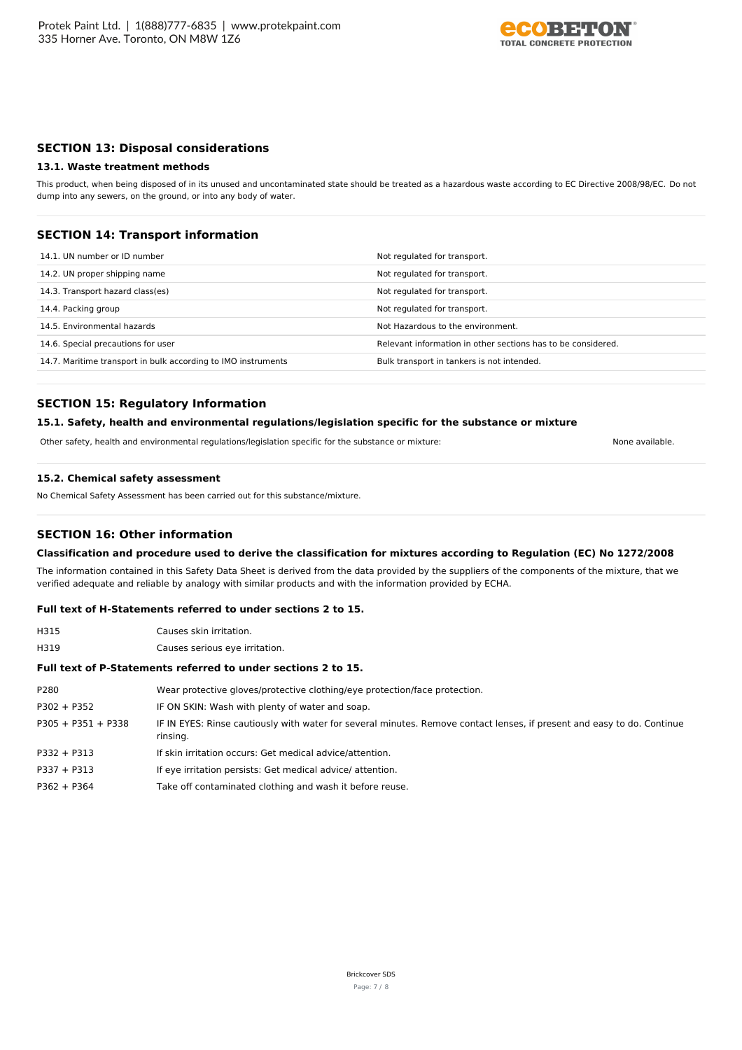## SECTION 13: Disposal considerations

### 13.1. Waste treatment methods

This product, when being disposed of in its unused and uncontaminated state should be treated as a hazardous waste according to EC Directive 2008/98/EC. Do not dump into any sewers, on the ground, or into any body of water.

## SECTION 14: Transport information

| | |
|---|---|
| 14.1. UN number or ID number | Not regulated for transport. |
| 14.2. UN proper shipping name | Not regulated for transport. |
| 14.3. Transport hazard class(es) | Not regulated for transport. |
| 14.4. Packing group | Not regulated for transport. |
| 14.5. Environmental hazards | Not Hazardous to the environment. |
| 14.6. Special precautions for user | Relevant information in other sections has to be considered. |
| 14.7. Maritime transport in bulk according to IMO instruments | Bulk transport in tankers is not intended. |

## SECTION 15: Regulatory Information

### 15.1. Safety, health and environmental regulations/legislation specific for the substance or mixture

Other safety, health and environmental regulations/legislation specific for the substance or mixture: None available.

### 15.2. Chemical safety assessment

No Chemical Safety Assessment has been carried out for this substance/mixture.

## SECTION 16: Other information

### Classification and procedure used to derive the classification for mixtures according to Regulation (EC) No 1272/2008

The information contained in this Safety Data Sheet is derived from the data provided by the suppliers of the components of the mixture, that we verified adequate and reliable by analogy with similar products and with the information provided by ECHA.

### Full text of H-Statements referred to under sections 2 to 15.

| | |
|---|---|
| H315 | Causes skin irritation. |
| H319 | Causes serious eye irritation. |

### Full text of P-Statements referred to under sections 2 to 15.

| | |
|---|---|
| P280 | Wear protective gloves/protective clothing/eye protection/face protection. |
| P302 + P352 | IF ON SKIN: Wash with plenty of water and soap. |
| P305 + P351 + P338 | IF IN EYES: Rinse cautiously with water for several minutes. Remove contact lenses, if present and easy to do. Continue rinsing. |
| P332 + P313 | If skin irritation occurs: Get medical advice/attention. |
| P337 + P313 | If eye irritation persists: Get medical advice/ attention. |
| P362 + P364 | Take off contaminated clothing and wash it before reuse. |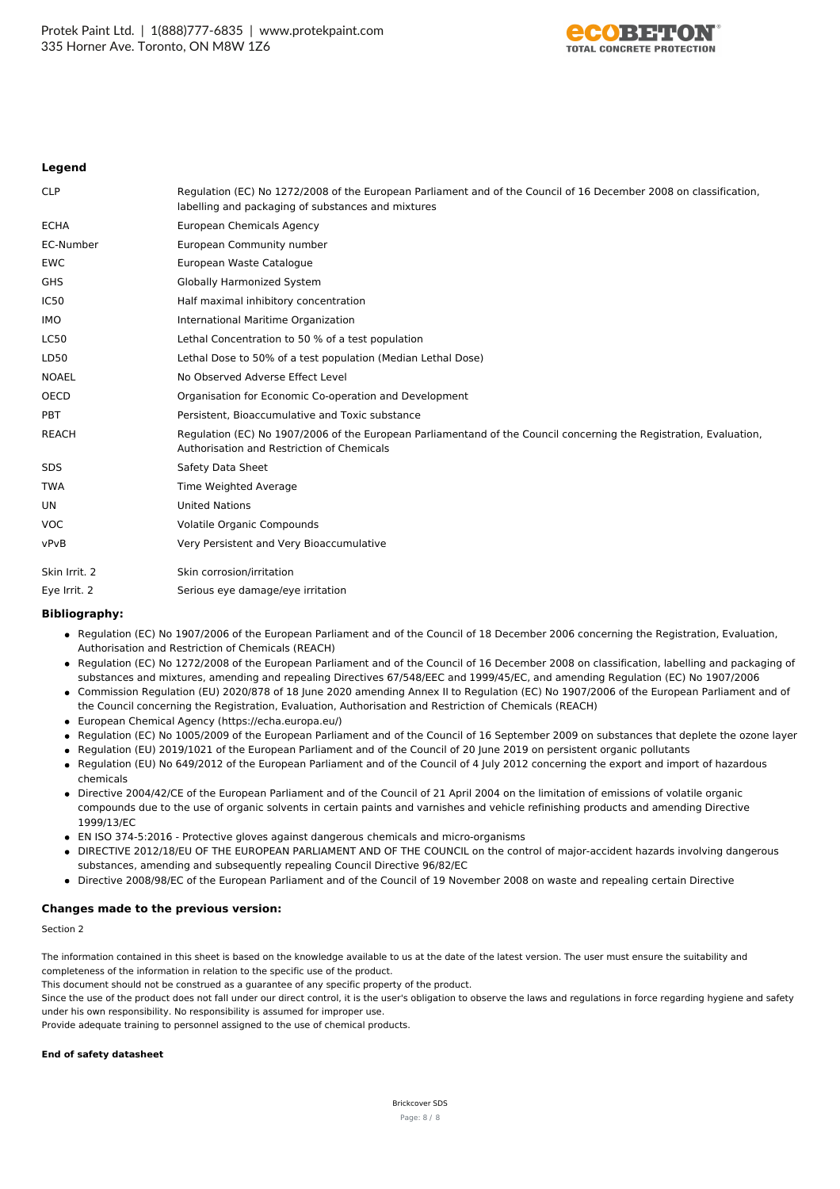## Legend

| | |
|---|---|
| CLP | Regulation (EC) No 1272/2008 of the European Parliament and of the Council of 16 December 2008 on classification, labelling and packaging of substances and mixtures |
| ECHA | European Chemicals Agency |
| EC-Number | European Community number |
| EWC | European Waste Catalogue |
| GHS | Globally Harmonized System |
| IC50 | Half maximal inhibitory concentration |
| IMO | International Maritime Organization |
| LC50 | Lethal Concentration to 50 % of a test population |
| LD50 | Lethal Dose to 50% of a test population (Median Lethal Dose) |
| NOAEL | No Observed Adverse Effect Level |
| OECD | Organisation for Economic Co-operation and Development |
| PBT | Persistent, Bioaccumulative and Toxic substance |
| REACH | Regulation (EC) No 1907/2006 of the European Parliamentand of the Council concerning the Registration, Evaluation, Authorisation and Restriction of Chemicals |
| SDS | Safety Data Sheet |
| TWA | Time Weighted Average |
| UN | United Nations |
| VOC | Volatile Organic Compounds |
| vPvB | Very Persistent and Very Bioaccumulative |
| Skin Irrit. 2 | Skin corrosion/irritation |
| Eye Irrit. 2 | Serious eye damage/eye irritation |

## Bibliography:

- Regulation (EC) No 1907/2006 of the European Parliament and of the Council of 18 December 2006 concerning the Registration, Evaluation, Authorisation and Restriction of Chemicals (REACH)
- Regulation (EC) No 1272/2008 of the European Parliament and of the Council of 16 December 2008 on classification, labelling and packaging of substances and mixtures, amending and repealing Directives 67/548/EEC and 1999/45/EC, and amending Regulation (EC) No 1907/2006
- Commission Regulation (EU) 2020/878 of 18 June 2020 amending Annex II to Regulation (EC) No 1907/2006 of the European Parliament and of the Council concerning the Registration, Evaluation, Authorisation and Restriction of Chemicals (REACH)
- European Chemical Agency (https://echa.europa.eu/)
- Regulation (EC) No 1005/2009 of the European Parliament and of the Council of 16 September 2009 on substances that deplete the ozone layer
- Regulation (EU) 2019/1021 of the European Parliament and of the Council of 20 June 2019 on persistent organic pollutants
- Regulation (EU) No 649/2012 of the European Parliament and of the Council of 4 July 2012 concerning the export and import of hazardous chemicals
- Directive 2004/42/CE of the European Parliament and of the Council of 21 April 2004 on the limitation of emissions of volatile organic compounds due to the use of organic solvents in certain paints and varnishes and vehicle refinishing products and amending Directive 1999/13/EC
- EN ISO 374-5:2016 - Protective gloves against dangerous chemicals and micro-organisms
- DIRECTIVE 2012/18/EU OF THE EUROPEAN PARLIAMENT AND OF THE COUNCIL on the control of major-accident hazards involving dangerous substances, amending and subsequently repealing Council Directive 96/82/EC
- Directive 2008/98/EC of the European Parliament and of the Council of 19 November 2008 on waste and repealing certain Directive

## Changes made to the previous version:

Section 2

The information contained in this sheet is based on the knowledge available to us at the date of the latest version. The user must ensure the suitability and completeness of the information in relation to the specific use of the product.
This document should not be construed as a guarantee of any specific property of the product.
Since the use of the product does not fall under our direct control, it is the user's obligation to observe the laws and regulations in force regarding hygiene and safety under his own responsibility. No responsibility is assumed for improper use.
Provide adequate training to personnel assigned to the use of chemical products.

**End of safety datasheet**